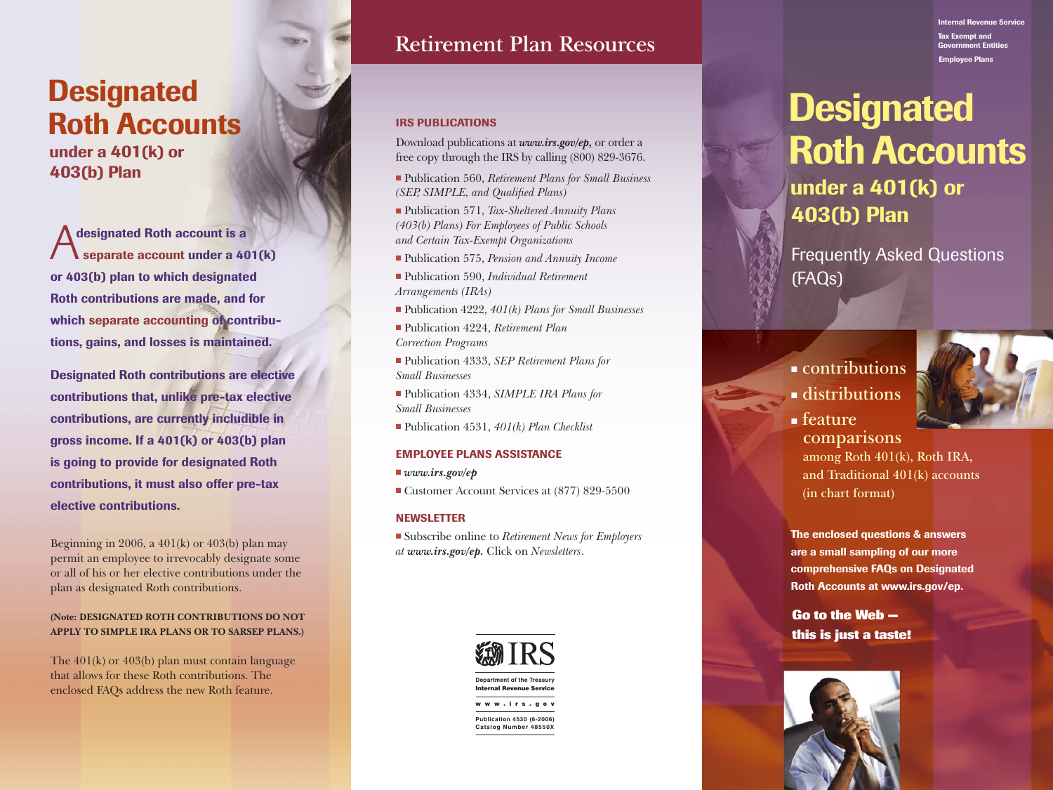# Designated Roth Accounts

## under a 401(k) or 403(b) Plan

**A designated Roth account is a separate account under a 401(k) or 403(b) plan to which designated Roth contributions are made, and for which separate accounting of contributions, gains, and losses is maintained.**

**Designated Roth contributions are elective contributions that, unlike pre-tax elective contributions, are currently includible in gross income. If a 401(k) or 403(b) plan is going to provide for designated Roth contributions, it must also offer pre-tax elective contributions.**

Beginning in 2006, a 401(k) or 403(b) plan may permit an employee to irrevocably designate some or all of his or her elective contributions under the plan as designated Roth contributions.

**(Note: DESIGNATED ROTH CONTRIBUTIONS DO NOT APPLY TO SIMPLE IRA PLANS OR TO SARSEP PLANS.)**

The 401(k) or 403(b) plan must contain language that allows for these Roth contributions. The enclosed FAQs address the new Roth feature.

## Retirement Plan Resources

### IRS PUBLICATIONS

Download publications at ***www.irs.gov/ep,*** or order a free copy through the IRS by calling (800) 829-3676.

- Publication 560, *Retirement Plans for Small Business (SEP, SIMPLE, and Qualified Plans)*
- Publication 571, *Tax-Sheltered Annuity Plans (403(b) Plans) For Employees of Public Schools and Certain Tax-Exempt Organizations*
- Publication 575, *Pension and Annuity Income*
- Publication 590, *Individual Retirement Arrangements (IRAs)*
- Publication 4222, *401(k) Plans for Small Businesses*
- Publication 4224, *Retirement Plan Correction Programs*
- Publication 4333, *SEP Retirement Plans for Small Businesses*
- Publication 4334, *SIMPLE IRA Plans for Small Businesses*
- Publication 4531, *401(k) Plan Checklist*

### EMPLOYEE PLANS ASSISTANCE

- ***www.irs.gov/ep***
- Customer Account Services at (877) 829-5500

### NEWSLETTER

- Subscribe online to *Retirement News for Employers at* ***www.irs.gov/ep.*** Click on *Newsletters*.

IRS
Department of the Treasury
Internal Revenue Service
www.irs.gov
Publication 4530 (6-2006)
Catalog Number 48550X

Internal Revenue Service
Tax Exempt and Government Entities
Employee Plans

# Designated Roth Accounts

## under a 401(k) or 403(b) Plan

Frequently Asked Questions (FAQs)

- contributions
- distributions
- feature comparisons among Roth 401(k), Roth IRA, and Traditional 401(k) accounts (in chart format)

**The enclosed questions & answers are a small sampling of our more comprehensive FAQs on Designated Roth Accounts at www.irs.gov/ep.**

**Go to the Web — this is just a taste!**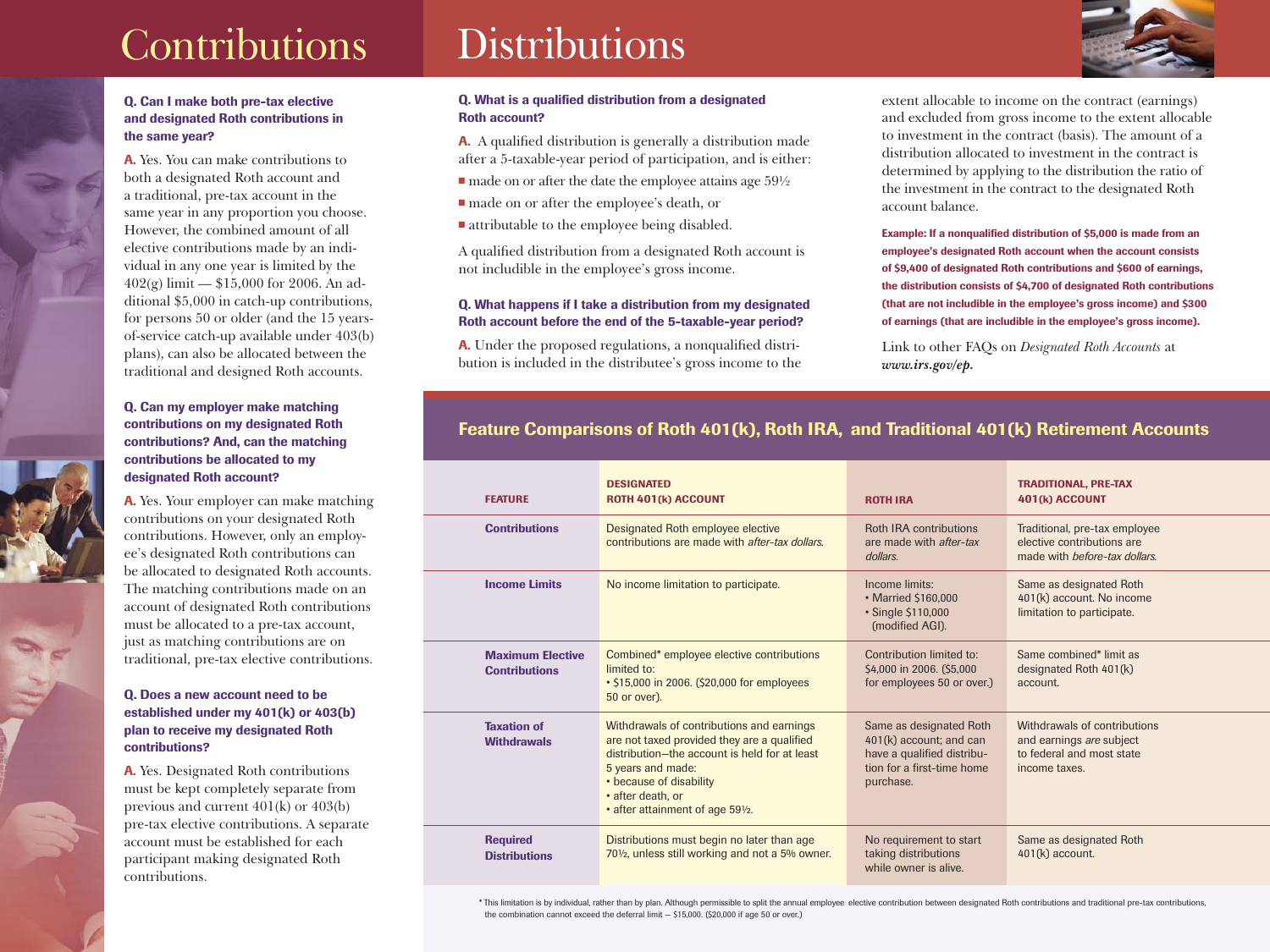# Contributions

**Q. Can I make both pre-tax elective and designated Roth contributions in the same year?**

**A.** Yes. You can make contributions to both a designated Roth account and a traditional, pre-tax account in the same year in any proportion you choose. However, the combined amount of all elective contributions made by an individual in any one year is limited by the 402(g) limit — $15,000 for 2006. An additional $5,000 in catch-up contributions, for persons 50 or older (and the 15 years-of-service catch-up available under 403(b) plans), can also be allocated between the traditional and designed Roth accounts.

**Q. Can my employer make matching contributions on my designated Roth contributions? And, can the matching contributions be allocated to my designated Roth account?**

**A.** Yes. Your employer can make matching contributions on your designated Roth contributions. However, only an employee's designated Roth contributions can be allocated to designated Roth accounts. The matching contributions made on an account of designated Roth contributions must be allocated to a pre-tax account, just as matching contributions are on traditional, pre-tax elective contributions.

**Q. Does a new account need to be established under my 401(k) or 403(b) plan to receive my designated Roth contributions?**

**A.** Yes. Designated Roth contributions must be kept completely separate from previous and current 401(k) or 403(b) pre-tax elective contributions. A separate account must be established for each participant making designated Roth contributions.

# Distributions

**Q. What is a qualified distribution from a designated Roth account?**

**A.** A qualified distribution is generally a distribution made after a 5-taxable-year period of participation, and is either:

- made on or after the date the employee attains age 59½
- made on or after the employee's death, or
- attributable to the employee being disabled.

A qualified distribution from a designated Roth account is not includible in the employee's gross income.

**Q. What happens if I take a distribution from my designated Roth account before the end of the 5-taxable-year period?**

**A.** Under the proposed regulations, a nonqualified distribution is included in the distributee's gross income to the extent allocable to income on the contract (earnings) and excluded from gross income to the extent allocable to investment in the contract (basis). The amount of a distribution allocated to investment in the contract is determined by applying to the distribution the ratio of the investment in the contract to the designated Roth account balance.

**Example: If a nonqualified distribution of $5,000 is made from an employee's designated Roth account when the account consists of $9,400 of designated Roth contributions and $600 of earnings, the distribution consists of $4,700 of designated Roth contributions (that are not includible in the employee's gross income) and $300 of earnings (that are includible in the employee's gross income).**

Link to other FAQs on *Designated Roth Accounts* at ***www.irs.gov/ep.***

## Feature Comparisons of Roth 401(k), Roth IRA, and Traditional 401(k) Retirement Accounts

| FEATURE | DESIGNATED ROTH 401(k) ACCOUNT | ROTH IRA | TRADITIONAL, PRE-TAX 401(k) ACCOUNT |
|---|---|---|---|
| **Contributions** | Designated Roth employee elective contributions are made with *after-tax dollars.* | Roth IRA contributions are made with *after-tax dollars.* | Traditional, pre-tax employee elective contributions are made with *before-tax dollars.* |
| **Income Limits** | No income limitation to participate. | Income limits: • Married $160,000 • Single $110,000 (modified AGI). | Same as designated Roth 401(k) account. No income limitation to participate. |
| **Maximum Elective Contributions** | Combined* employee elective contributions limited to: • $15,000 in 2006. ($20,000 for employees 50 or over). | Contribution limited to: $4,000 in 2006. ($5,000 for employees 50 or over.) | Same combined* limit as designated Roth 401(k) account. |
| **Taxation of Withdrawals** | Withdrawals of contributions and earnings are not taxed provided they are a qualified distribution–the account is held for at least 5 years and made: • because of disability • after death, or • after attainment of age 59½. | Same as designated Roth 401(k) account; and can have a qualified distribution for a first-time home purchase. | Withdrawals of contributions and earnings *are* subject to federal and most state income taxes. |
| **Required Distributions** | Distributions must begin no later than age 70½, unless still working and not a 5% owner. | No requirement to start taking distributions while owner is alive. | Same as designated Roth 401(k) account. |

\* This limitation is by individual, rather than by plan. Although permissible to split the annual employee elective contribution between designated Roth contributions and traditional pre-tax contributions, the combination cannot exceed the deferral limit – $15,000. ($20,000 if age 50 or over.)